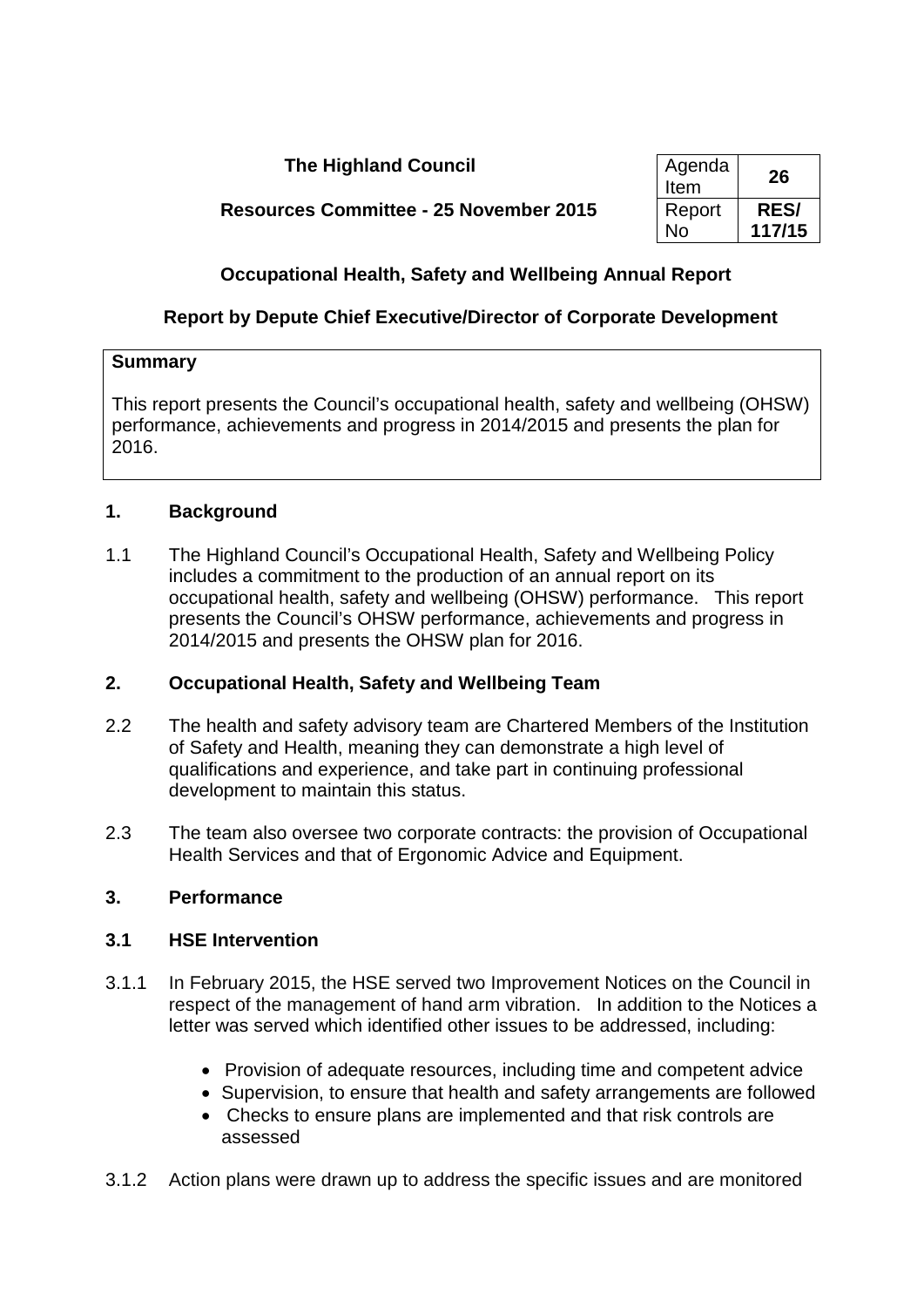**The Highland Council**

**Resources Committee - 25 November 2015**

| Agenda Item | **26** |
|---|---|
| Report No | **RES/ 117/15** |

## Occupational Health, Safety and Wellbeing Annual Report

### Report by Depute Chief Executive/Director of Corporate Development

**Summary**

This report presents the Council's occupational health, safety and wellbeing (OHSW) performance, achievements and progress in 2014/2015 and presents the plan for 2016.

## 1. Background

1.1 The Highland Council's Occupational Health, Safety and Wellbeing Policy includes a commitment to the production of an annual report on its occupational health, safety and wellbeing (OHSW) performance. This report presents the Council's OHSW performance, achievements and progress in 2014/2015 and presents the OHSW plan for 2016.

## 2. Occupational Health, Safety and Wellbeing Team

2.2 The health and safety advisory team are Chartered Members of the Institution of Safety and Health, meaning they can demonstrate a high level of qualifications and experience, and take part in continuing professional development to maintain this status.

2.3 The team also oversee two corporate contracts: the provision of Occupational Health Services and that of Ergonomic Advice and Equipment.

## 3. Performance

### 3.1 HSE Intervention

3.1.1 In February 2015, the HSE served two Improvement Notices on the Council in respect of the management of hand arm vibration. In addition to the Notices a letter was served which identified other issues to be addressed, including:

- Provision of adequate resources, including time and competent advice
- Supervision, to ensure that health and safety arrangements are followed
- Checks to ensure plans are implemented and that risk controls are assessed

3.1.2 Action plans were drawn up to address the specific issues and are monitored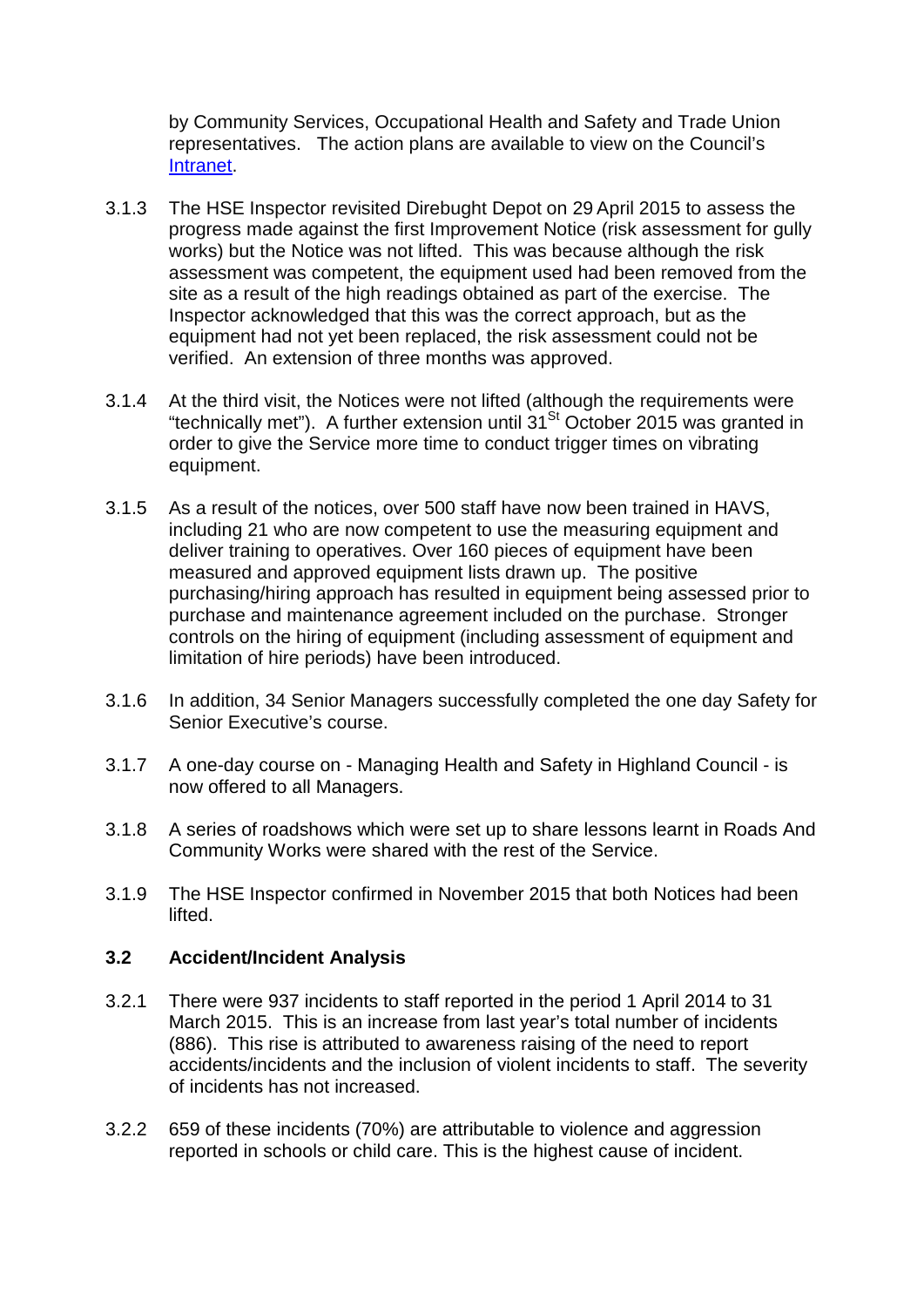by Community Services, Occupational Health and Safety and Trade Union representatives. The action plans are available to view on the Council's [Intranet](Intranet).

3.1.3 The HSE Inspector revisited Direbught Depot on 29 April 2015 to assess the progress made against the first Improvement Notice (risk assessment for gully works) but the Notice was not lifted. This was because although the risk assessment was competent, the equipment used had been removed from the site as a result of the high readings obtained as part of the exercise. The Inspector acknowledged that this was the correct approach, but as the equipment had not yet been replaced, the risk assessment could not be verified. An extension of three months was approved.

3.1.4 At the third visit, the Notices were not lifted (although the requirements were "technically met"). A further extension until 31St October 2015 was granted in order to give the Service more time to conduct trigger times on vibrating equipment.

3.1.5 As a result of the notices, over 500 staff have now been trained in HAVS, including 21 who are now competent to use the measuring equipment and deliver training to operatives. Over 160 pieces of equipment have been measured and approved equipment lists drawn up. The positive purchasing/hiring approach has resulted in equipment being assessed prior to purchase and maintenance agreement included on the purchase. Stronger controls on the hiring of equipment (including assessment of equipment and limitation of hire periods) have been introduced.

3.1.6 In addition, 34 Senior Managers successfully completed the one day Safety for Senior Executive's course.

3.1.7 A one-day course on - Managing Health and Safety in Highland Council - is now offered to all Managers.

3.1.8 A series of roadshows which were set up to share lessons learnt in Roads And Community Works were shared with the rest of the Service.

3.1.9 The HSE Inspector confirmed in November 2015 that both Notices had been lifted.

### 3.2 Accident/Incident Analysis

3.2.1 There were 937 incidents to staff reported in the period 1 April 2014 to 31 March 2015. This is an increase from last year's total number of incidents (886). This rise is attributed to awareness raising of the need to report accidents/incidents and the inclusion of violent incidents to staff. The severity of incidents has not increased.

3.2.2 659 of these incidents (70%) are attributable to violence and aggression reported in schools or child care. This is the highest cause of incident.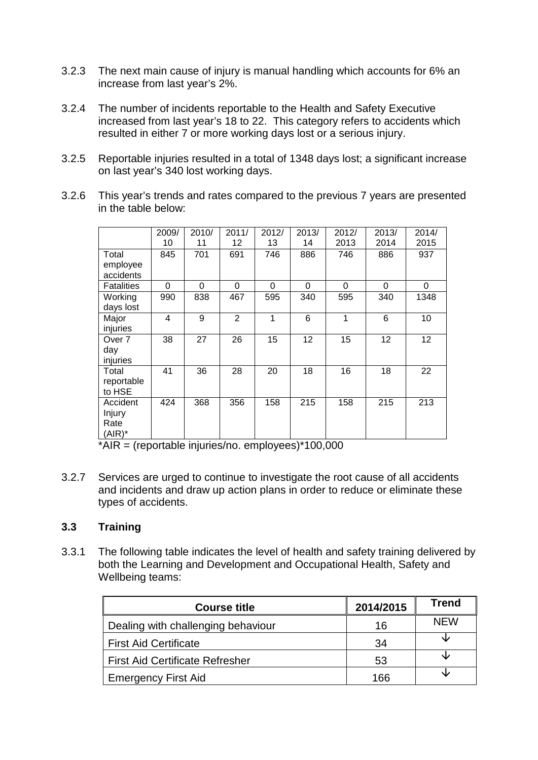3.2.3 The next main cause of injury is manual handling which accounts for 6% an increase from last year's 2%.

3.2.4 The number of incidents reportable to the Health and Safety Executive increased from last year's 18 to 22. This category refers to accidents which resulted in either 7 or more working days lost or a serious injury.

3.2.5 Reportable injuries resulted in a total of 1348 days lost; a significant increase on last year's 340 lost working days.

3.2.6 This year's trends and rates compared to the previous 7 years are presented in the table below:

| | 2009/10 | 2010/11 | 2011/12 | 2012/13 | 2013/14 | 2012/2013 | 2013/2014 | 2014/2015 |
|---|---|---|---|---|---|---|---|---|
| Total employee accidents | 845 | 701 | 691 | 746 | 886 | 746 | 886 | 937 |
| Fatalities | 0 | 0 | 0 | 0 | 0 | 0 | 0 | 0 |
| Working days lost | 990 | 838 | 467 | 595 | 340 | 595 | 340 | 1348 |
| Major injuries | 4 | 9 | 2 | 1 | 6 | 1 | 6 | 10 |
| Over 7 day injuries | 38 | 27 | 26 | 15 | 12 | 15 | 12 | 12 |
| Total reportable to HSE | 41 | 36 | 28 | 20 | 18 | 16 | 18 | 22 |
| Accident Injury Rate (AIR)* | 424 | 368 | 356 | 158 | 215 | 158 | 215 | 213 |

*AIR = (reportable injuries/no. employees)*100,000

3.2.7 Services are urged to continue to investigate the root cause of all accidents and incidents and draw up action plans in order to reduce or eliminate these types of accidents.

### 3.3 Training

3.3.1 The following table indicates the level of health and safety training delivered by both the Learning and Development and Occupational Health, Safety and Wellbeing teams:

| Course title | 2014/2015 | Trend |
|---|---|---|
| Dealing with challenging behaviour | 16 | NEW |
| First Aid Certificate | 34 | ↓ |
| First Aid Certificate Refresher | 53 | ↓ |
| Emergency First Aid | 166 | ↓ |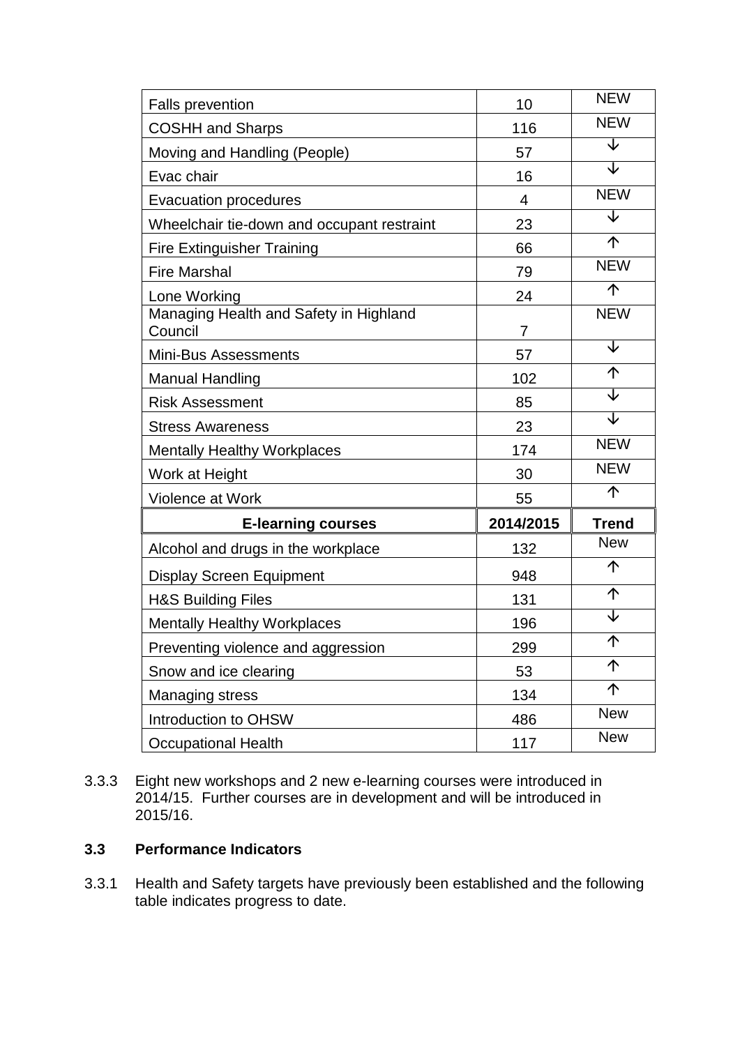| Falls prevention | 10 | NEW |
|---|---|---|
| COSHH and Sharps | 116 | NEW |
| Moving and Handling (People) | 57 | ↓ |
| Evac chair | 16 | ↓ |
| Evacuation procedures | 4 | NEW |
| Wheelchair tie-down and occupant restraint | 23 | ↓ |
| Fire Extinguisher Training | 66 | ↑ |
| Fire Marshal | 79 | NEW |
| Lone Working | 24 | ↑ |
| Managing Health and Safety in Highland Council | 7 | NEW |
| Mini-Bus Assessments | 57 | ↓ |
| Manual Handling | 102 | ↑ |
| Risk Assessment | 85 | ↓ |
| Stress Awareness | 23 | ↓ |
| Mentally Healthy Workplaces | 174 | NEW |
| Work at Height | 30 | NEW |
| Violence at Work | 55 | ↑ |
| **E-learning courses** | **2014/2015** | **Trend** |
| Alcohol and drugs in the workplace | 132 | New |
| Display Screen Equipment | 948 | ↑ |
| H&S Building Files | 131 | ↑ |
| Mentally Healthy Workplaces | 196 | ↓ |
| Preventing violence and aggression | 299 | ↑ |
| Snow and ice clearing | 53 | ↑ |
| Managing stress | 134 | ↑ |
| Introduction to OHSW | 486 | New |
| Occupational Health | 117 | New |

3.3.3 Eight new workshops and 2 new e-learning courses were introduced in 2014/15. Further courses are in development and will be introduced in 2015/16.

### 3.3 Performance Indicators

3.3.1 Health and Safety targets have previously been established and the following table indicates progress to date.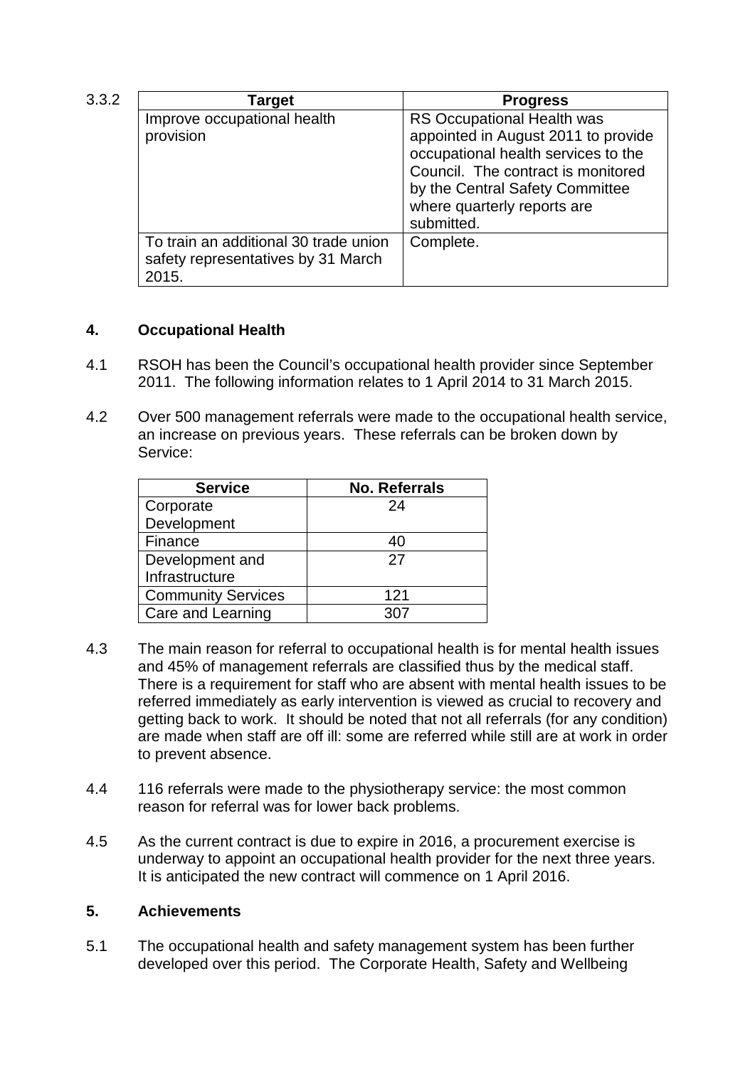3.3.2

| Target | Progress |
| --- | --- |
| Improve occupational health provision | RS Occupational Health was appointed in August 2011 to provide occupational health services to the Council. The contract is monitored by the Central Safety Committee where quarterly reports are submitted. |
| To train an additional 30 trade union safety representatives by 31 March 2015. | Complete. |

## 4. Occupational Health

4.1 RSOH has been the Council's occupational health provider since September 2011. The following information relates to 1 April 2014 to 31 March 2015.

4.2 Over 500 management referrals were made to the occupational health service, an increase on previous years. These referrals can be broken down by Service:

| Service | No. Referrals |
| --- | --- |
| Corporate Development | 24 |
| Finance | 40 |
| Development and Infrastructure | 27 |
| Community Services | 121 |
| Care and Learning | 307 |

4.3 The main reason for referral to occupational health is for mental health issues and 45% of management referrals are classified thus by the medical staff. There is a requirement for staff who are absent with mental health issues to be referred immediately as early intervention is viewed as crucial to recovery and getting back to work. It should be noted that not all referrals (for any condition) are made when staff are off ill: some are referred while still are at work in order to prevent absence.

4.4 116 referrals were made to the physiotherapy service: the most common reason for referral was for lower back problems.

4.5 As the current contract is due to expire in 2016, a procurement exercise is underway to appoint an occupational health provider for the next three years. It is anticipated the new contract will commence on 1 April 2016.

## 5. Achievements

5.1 The occupational health and safety management system has been further developed over this period. The Corporate Health, Safety and Wellbeing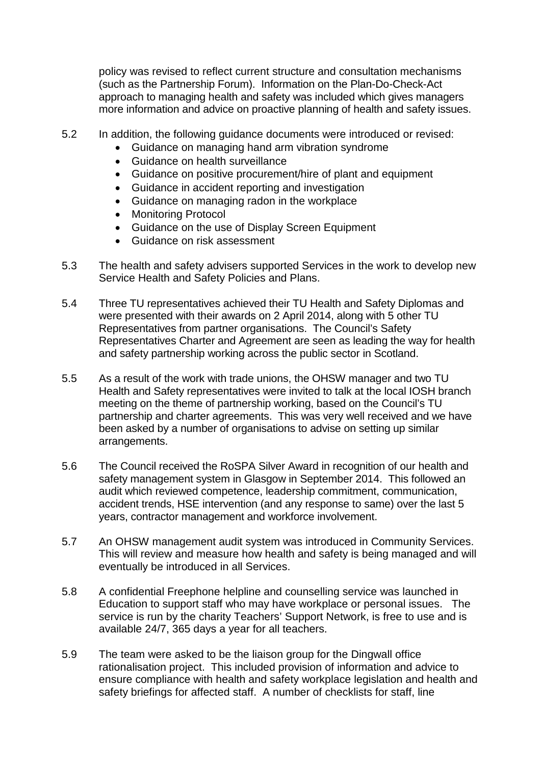policy was revised to reflect current structure and consultation mechanisms (such as the Partnership Forum). Information on the Plan-Do-Check-Act approach to managing health and safety was included which gives managers more information and advice on proactive planning of health and safety issues.

5.2 In addition, the following guidance documents were introduced or revised:

- Guidance on managing hand arm vibration syndrome
- Guidance on health surveillance
- Guidance on positive procurement/hire of plant and equipment
- Guidance in accident reporting and investigation
- Guidance on managing radon in the workplace
- Monitoring Protocol
- Guidance on the use of Display Screen Equipment
- Guidance on risk assessment

5.3 The health and safety advisers supported Services in the work to develop new Service Health and Safety Policies and Plans.

5.4 Three TU representatives achieved their TU Health and Safety Diplomas and were presented with their awards on 2 April 2014, along with 5 other TU Representatives from partner organisations. The Council's Safety Representatives Charter and Agreement are seen as leading the way for health and safety partnership working across the public sector in Scotland.

5.5 As a result of the work with trade unions, the OHSW manager and two TU Health and Safety representatives were invited to talk at the local IOSH branch meeting on the theme of partnership working, based on the Council's TU partnership and charter agreements. This was very well received and we have been asked by a number of organisations to advise on setting up similar arrangements.

5.6 The Council received the RoSPA Silver Award in recognition of our health and safety management system in Glasgow in September 2014. This followed an audit which reviewed competence, leadership commitment, communication, accident trends, HSE intervention (and any response to same) over the last 5 years, contractor management and workforce involvement.

5.7 An OHSW management audit system was introduced in Community Services. This will review and measure how health and safety is being managed and will eventually be introduced in all Services.

5.8 A confidential Freephone helpline and counselling service was launched in Education to support staff who may have workplace or personal issues. The service is run by the charity Teachers' Support Network, is free to use and is available 24/7, 365 days a year for all teachers.

5.9 The team were asked to be the liaison group for the Dingwall office rationalisation project. This included provision of information and advice to ensure compliance with health and safety workplace legislation and health and safety briefings for affected staff. A number of checklists for staff, line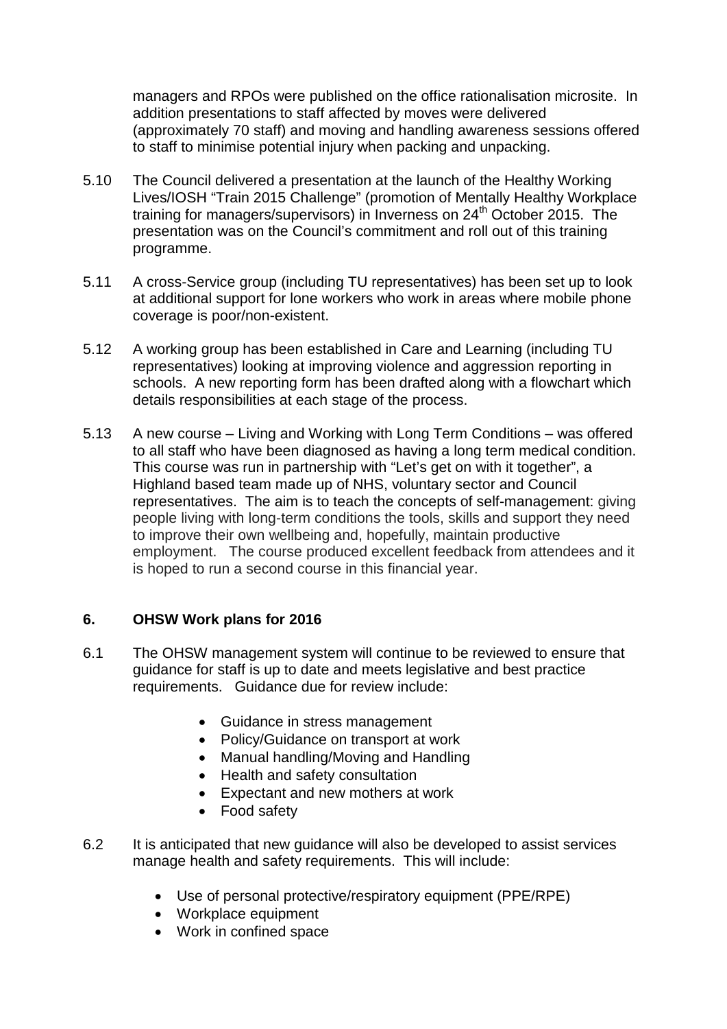managers and RPOs were published on the office rationalisation microsite. In addition presentations to staff affected by moves were delivered (approximately 70 staff) and moving and handling awareness sessions offered to staff to minimise potential injury when packing and unpacking.

5.10 The Council delivered a presentation at the launch of the Healthy Working Lives/IOSH "Train 2015 Challenge" (promotion of Mentally Healthy Workplace training for managers/supervisors) in Inverness on 24th October 2015. The presentation was on the Council's commitment and roll out of this training programme.

5.11 A cross-Service group (including TU representatives) has been set up to look at additional support for lone workers who work in areas where mobile phone coverage is poor/non-existent.

5.12 A working group has been established in Care and Learning (including TU representatives) looking at improving violence and aggression reporting in schools. A new reporting form has been drafted along with a flowchart which details responsibilities at each stage of the process.

5.13 A new course – Living and Working with Long Term Conditions – was offered to all staff who have been diagnosed as having a long term medical condition. This course was run in partnership with "Let's get on with it together", a Highland based team made up of NHS, voluntary sector and Council representatives. The aim is to teach the concepts of self-management: giving people living with long-term conditions the tools, skills and support they need to improve their own wellbeing and, hopefully, maintain productive employment. The course produced excellent feedback from attendees and it is hoped to run a second course in this financial year.

## 6. OHSW Work plans for 2016

6.1 The OHSW management system will continue to be reviewed to ensure that guidance for staff is up to date and meets legislative and best practice requirements. Guidance due for review include:

- Guidance in stress management
- Policy/Guidance on transport at work
- Manual handling/Moving and Handling
- Health and safety consultation
- Expectant and new mothers at work
- Food safety

6.2 It is anticipated that new guidance will also be developed to assist services manage health and safety requirements. This will include:

- Use of personal protective/respiratory equipment (PPE/RPE)
- Workplace equipment
- Work in confined space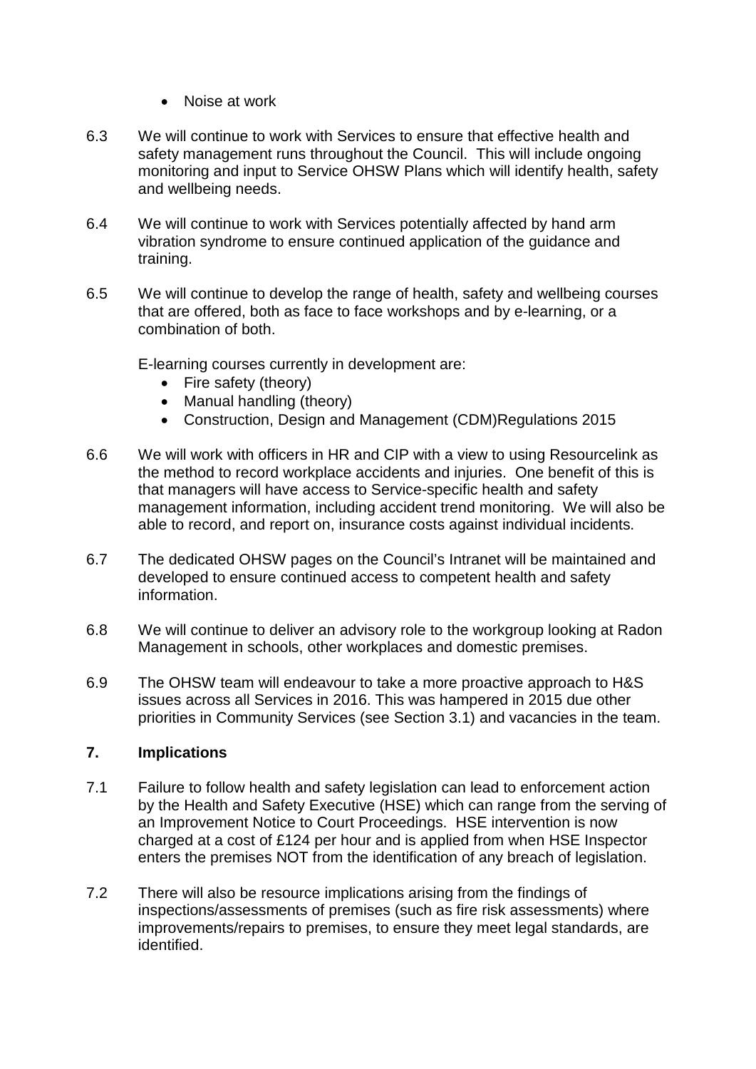- Noise at work

6.3 We will continue to work with Services to ensure that effective health and safety management runs throughout the Council. This will include ongoing monitoring and input to Service OHSW Plans which will identify health, safety and wellbeing needs.

6.4 We will continue to work with Services potentially affected by hand arm vibration syndrome to ensure continued application of the guidance and training.

6.5 We will continue to develop the range of health, safety and wellbeing courses that are offered, both as face to face workshops and by e-learning, or a combination of both.

E-learning courses currently in development are:

- Fire safety (theory)
- Manual handling (theory)
- Construction, Design and Management (CDM)Regulations 2015

6.6 We will work with officers in HR and CIP with a view to using Resourcelink as the method to record workplace accidents and injuries. One benefit of this is that managers will have access to Service-specific health and safety management information, including accident trend monitoring. We will also be able to record, and report on, insurance costs against individual incidents.

6.7 The dedicated OHSW pages on the Council's Intranet will be maintained and developed to ensure continued access to competent health and safety information.

6.8 We will continue to deliver an advisory role to the workgroup looking at Radon Management in schools, other workplaces and domestic premises.

6.9 The OHSW team will endeavour to take a more proactive approach to H&S issues across all Services in 2016. This was hampered in 2015 due other priorities in Community Services (see Section 3.1) and vacancies in the team.

## 7. Implications

7.1 Failure to follow health and safety legislation can lead to enforcement action by the Health and Safety Executive (HSE) which can range from the serving of an Improvement Notice to Court Proceedings. HSE intervention is now charged at a cost of £124 per hour and is applied from when HSE Inspector enters the premises NOT from the identification of any breach of legislation.

7.2 There will also be resource implications arising from the findings of inspections/assessments of premises (such as fire risk assessments) where improvements/repairs to premises, to ensure they meet legal standards, are identified.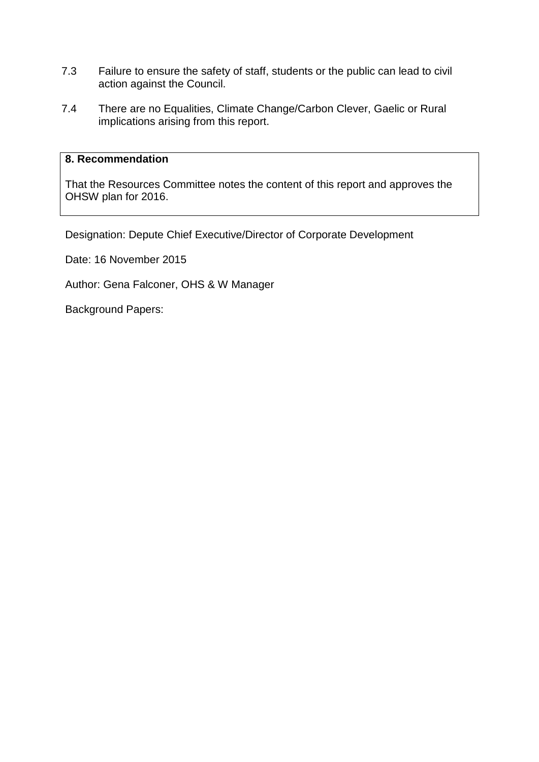7.3 Failure to ensure the safety of staff, students or the public can lead to civil action against the Council.

7.4 There are no Equalities, Climate Change/Carbon Clever, Gaelic or Rural implications arising from this report.

**8. Recommendation**

That the Resources Committee notes the content of this report and approves the OHSW plan for 2016.

Designation: Depute Chief Executive/Director of Corporate Development

Date: 16 November 2015

Author: Gena Falconer, OHS & W Manager

Background Papers: